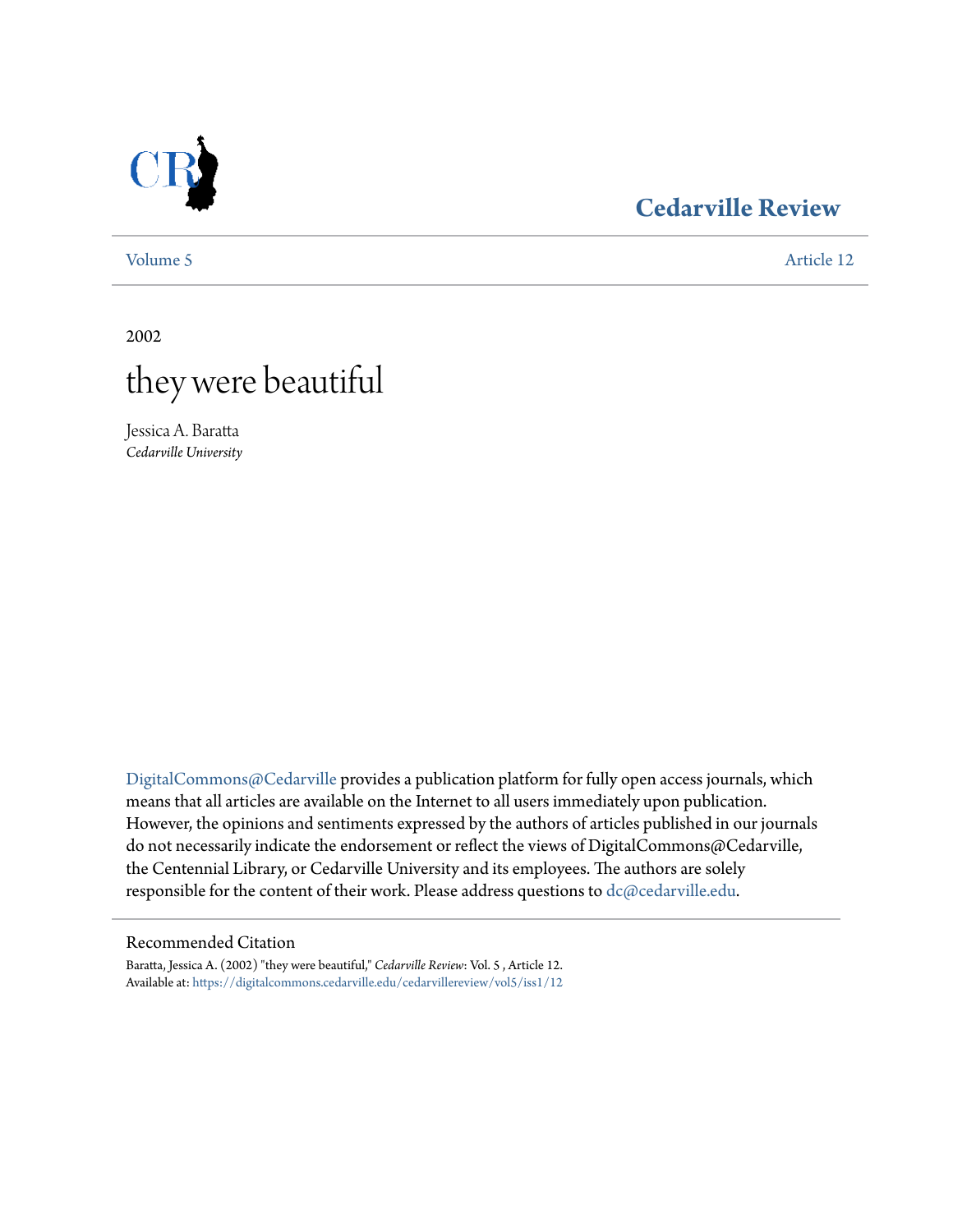Cedarville Review

Volume 5 | Article 12

2002

# they were beautiful

Jessica A. Baratta
*Cedarville University*

DigitalCommons@Cedarville provides a publication platform for fully open access journals, which means that all articles are available on the Internet to all users immediately upon publication. However, the opinions and sentiments expressed by the authors of articles published in our journals do not necessarily indicate the endorsement or reflect the views of DigitalCommons@Cedarville, the Centennial Library, or Cedarville University and its employees. The authors are solely responsible for the content of their work. Please address questions to dc@cedarville.edu.

## Recommended Citation

Baratta, Jessica A. (2002) "they were beautiful," *Cedarville Review*: Vol. 5 , Article 12.
Available at: https://digitalcommons.cedarville.edu/cedarvillereview/vol5/iss1/12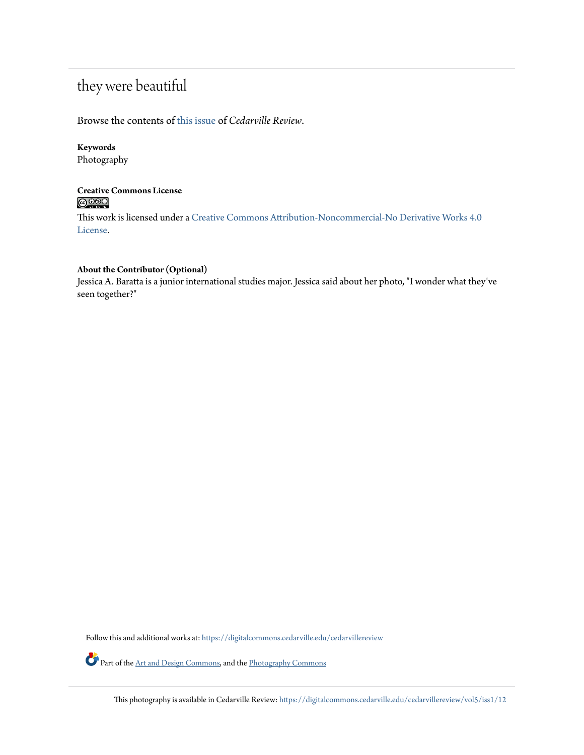# they were beautiful

Browse the contents of this issue of *Cedarville Review*.

**Keywords**
Photography

**Creative Commons License**

This work is licensed under a Creative Commons Attribution-Noncommercial-No Derivative Works 4.0 License.

**About the Contributor (Optional)**
Jessica A. Baratta is a junior international studies major. Jessica said about her photo, "I wonder what they've seen together?"

Follow this and additional works at: https://digitalcommons.cedarville.edu/cedarvillereview

Part of the Art and Design Commons, and the Photography Commons

This photography is available in Cedarville Review: https://digitalcommons.cedarville.edu/cedarvillereview/vol5/iss1/12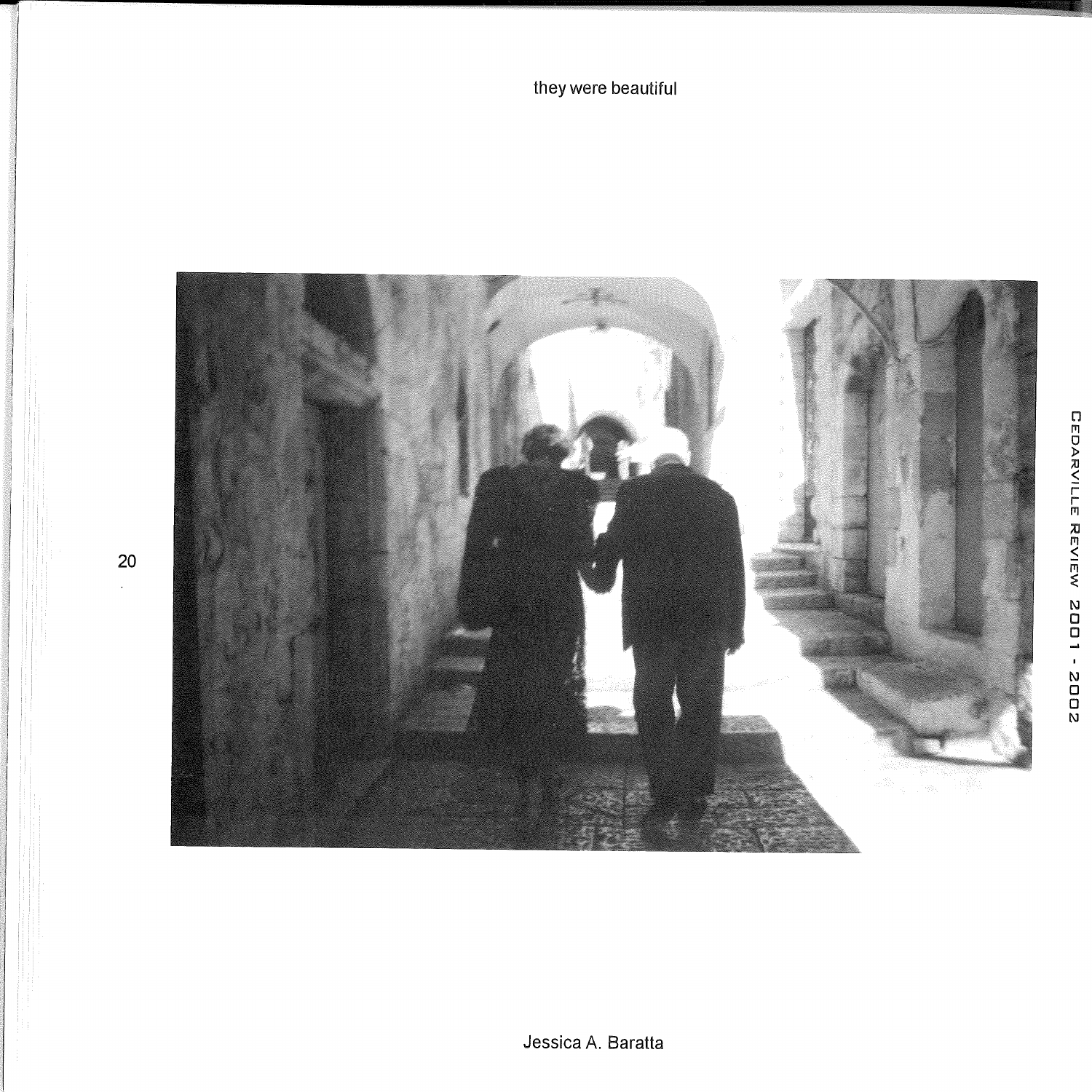they were beautiful

Jessica A. Baratta